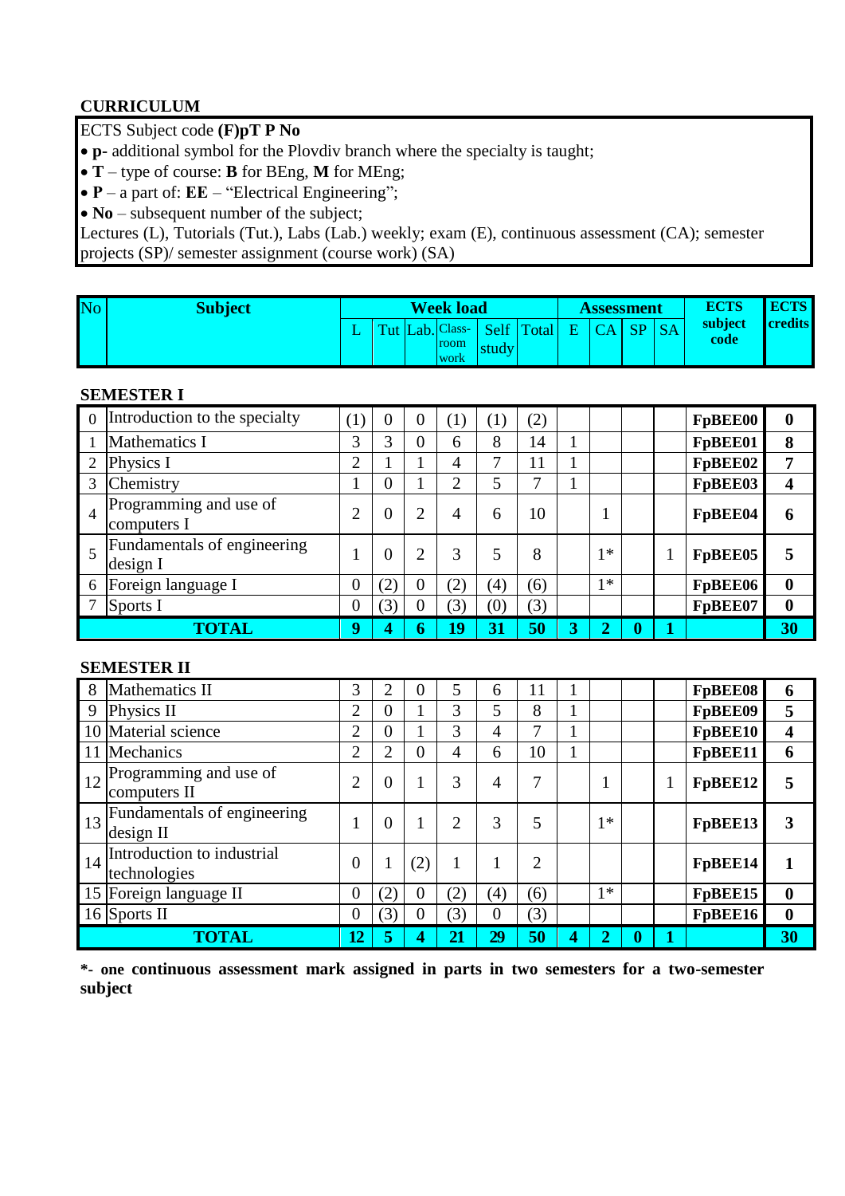## CURRICULUM

ECTS Subject code **(F)pT P No**

- **p-** additional symbol for the Plovdiv branch where the specialty is taught;
- **T** – type of course: **B** for BEng, **M** for MEng;
- **P** – a part of: **EE** – “Electrical Engineering”;
- **No** – subsequent number of the subject;

Lectures (L), Tutorials (Tut.), Labs (Lab.) weekly; exam (E), continuous assessment (CA); semester projects (SP)/ semester assignment (course work) (SA)

| No | Subject | Week load | | | | | | Assessment | | | | ECTS subject code | ECTS credits |
|---|---|---|---|---|---|---|---|---|---|---|---|---|---|
| | | L | Tut | Lab. | Class-room work | Self study | Total | E | CA | SP | SA | | |
| **SEMESTER I** | | | | | | | | | | | | | |
| 0 | Introduction to the specialty | (1) | 0 | 0 | (1) | (1) | (2) | | | | | **FpBEE00** | **0** |
| 1 | Mathematics I | 3 | 3 | 0 | 6 | 8 | 14 | 1 | | | | **FpBEE01** | **8** |
| 2 | Physics I | 2 | 1 | 1 | 4 | 7 | 11 | 1 | | | | **FpBEE02** | **7** |
| 3 | Chemistry | 1 | 0 | 1 | 2 | 5 | 7 | 1 | | | | **FpBEE03** | **4** |
| 4 | Programming and use of computers I | 2 | 0 | 2 | 4 | 6 | 10 | | 1 | | | **FpBEE04** | **6** |
| 5 | Fundamentals of engineering design I | 1 | 0 | 2 | 3 | 5 | 8 | | 1* | | 1 | **FpBEE05** | **5** |
| 6 | Foreign language I | 0 | (2) | 0 | (2) | (4) | (6) | | 1* | | | **FpBEE06** | **0** |
| 7 | Sports I | 0 | (3) | 0 | (3) | (0) | (3) | | | | | **FpBEE07** | **0** |
| | **TOTAL** | **9** | **4** | **6** | **19** | **31** | **50** | **3** | **2** | **0** | **1** | | **30** |
| **SEMESTER II** | | | | | | | | | | | | | |
| 8 | Mathematics II | 3 | 2 | 0 | 5 | 6 | 11 | 1 | | | | **FpBEE08** | **6** |
| 9 | Physics II | 2 | 0 | 1 | 3 | 5 | 8 | 1 | | | | **FpBEE09** | **5** |
| 10 | Material science | 2 | 0 | 1 | 3 | 4 | 7 | 1 | | | | **FpBEE10** | **4** |
| 11 | Mechanics | 2 | 2 | 0 | 4 | 6 | 10 | 1 | | | | **FpBEE11** | **6** |
| 12 | Programming and use of computers II | 2 | 0 | 1 | 3 | 4 | 7 | | 1 | | 1 | **FpBEE12** | **5** |
| 13 | Fundamentals of engineering design II | 1 | 0 | 1 | 2 | 3 | 5 | | 1* | | | **FpBEE13** | **3** |
| 14 | Introduction to industrial technologies | 0 | 1 | (2) | 1 | 1 | 2 | | | | | **FpBEE14** | **1** |
| 15 | Foreign language II | 0 | (2) | 0 | (2) | (4) | (6) | | 1* | | | **FpBEE15** | **0** |
| 16 | Sports II | 0 | (3) | 0 | (3) | 0 | (3) | | | | | **FpBEE16** | **0** |
| | **TOTAL** | **12** | **5** | **4** | **21** | **29** | **50** | **4** | **2** | **0** | **1** | | **30** |

**\*- one continuous assessment mark assigned in parts in two semesters for a two-semester subject**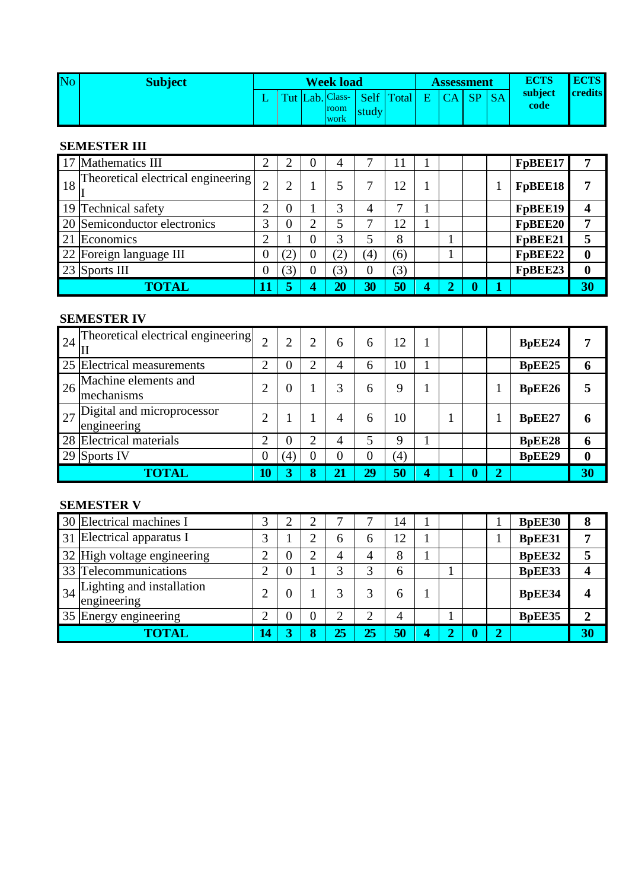| No | Subject | Week load | | | | | | Assessment | | | | ECTS subject code | ECTS credits |
|---|---|---|---|---|---|---|---|---|---|---|---|---|---|
| | | L | Tut | Lab. | Class-room work | Self study | Total | E | CA | SP | SA | | |

**SEMESTER III**

| No | Subject | L | Tut | Lab. | Class-room work | Self study | Total | E | CA | SP | SA | ECTS subject code | ECTS credits |
|---|---|---|---|---|---|---|---|---|---|---|---|---|---|
| 17 | Mathematics III | 2 | 2 | 0 | 4 | 7 | 11 | 1 | | | | **FpBEE17** | **7** |
| 18 | Theoretical electrical engineering I | 2 | 2 | 1 | 5 | 7 | 12 | 1 | | | 1 | **FpBEE18** | **7** |
| 19 | Technical safety | 2 | 0 | 1 | 3 | 4 | 7 | 1 | | | | **FpBEE19** | **4** |
| 20 | Semiconductor electronics | 3 | 0 | 2 | 5 | 7 | 12 | 1 | | | | **FpBEE20** | **7** |
| 21 | Economics | 2 | 1 | 0 | 3 | 5 | 8 | | 1 | | | **FpBEE21** | **5** |
| 22 | Foreign language III | 0 | (2) | 0 | (2) | (4) | (6) | | 1 | | | **FpBEE22** | **0** |
| 23 | Sports III | 0 | (3) | 0 | (3) | 0 | (3) | | | | | **FpBEE23** | **0** |
| | **TOTAL** | **11** | **5** | **4** | **20** | **30** | **50** | **4** | **2** | **0** | **1** | | **30** |

**SEMESTER IV**

| No | Subject | L | Tut | Lab. | Class-room work | Self study | Total | E | CA | SP | SA | ECTS subject code | ECTS credits |
|---|---|---|---|---|---|---|---|---|---|---|---|---|---|
| 24 | Theoretical electrical engineering II | 2 | 2 | 2 | 6 | 6 | 12 | 1 | | | | **BpEE24** | **7** |
| 25 | Electrical measurements | 2 | 0 | 2 | 4 | 6 | 10 | 1 | | | | **BpEE25** | **6** |
| 26 | Machine elements and mechanisms | 2 | 0 | 1 | 3 | 6 | 9 | 1 | | | 1 | **BpEE26** | **5** |
| 27 | Digital and microprocessor engineering | 2 | 1 | 1 | 4 | 6 | 10 | | 1 | | 1 | **BpEE27** | **6** |
| 28 | Electrical materials | 2 | 0 | 2 | 4 | 5 | 9 | 1 | | | | **BpEE28** | **6** |
| 29 | Sports IV | 0 | (4) | 0 | 0 | 0 | (4) | | | | | **BpEE29** | **0** |
| | **TOTAL** | **10** | **3** | **8** | **21** | **29** | **50** | **4** | **1** | **0** | **2** | | **30** |

**SEMESTER V**

| No | Subject | L | Tut | Lab. | Class-room work | Self study | Total | E | CA | SP | SA | ECTS subject code | ECTS credits |
|---|---|---|---|---|---|---|---|---|---|---|---|---|---|
| 30 | Electrical machines I | 3 | 2 | 2 | 7 | 7 | 14 | 1 | | | 1 | **BpEE30** | **8** |
| 31 | Electrical apparatus I | 3 | 1 | 2 | 6 | 6 | 12 | 1 | | | 1 | **BpEE31** | **7** |
| 32 | High voltage engineering | 2 | 0 | 2 | 4 | 4 | 8 | 1 | | | | **BpEE32** | **5** |
| 33 | Telecommunications | 2 | 0 | 1 | 3 | 3 | 6 | | 1 | | | **BpEE33** | **4** |
| 34 | Lighting and installation engineering | 2 | 0 | 1 | 3 | 3 | 6 | 1 | | | | **BpEE34** | **4** |
| 35 | Energy engineering | 2 | 0 | 0 | 2 | 2 | 4 | | 1 | | | **BpEE35** | **2** |
| | **TOTAL** | **14** | **3** | **8** | **25** | **25** | **50** | **4** | **2** | **0** | **2** | | **30** |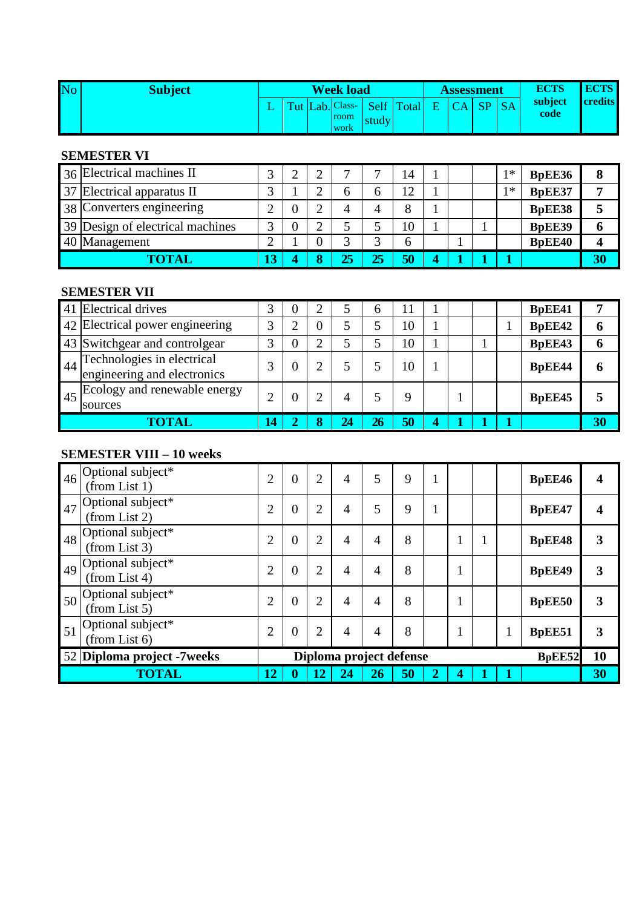| No | Subject | Week load | | | | | | Assessment | | | | ECTS subject code | ECTS credits |
|---|---|---|---|---|---|---|---|---|---|---|---|---|---|
| | | L | Tut | Lab. | Class-room work | Self study | Total | E | CA | SP | SA | | |

**SEMESTER VI**

| No | Subject | L | Tut | Lab. | Class-room work | Self study | Total | E | CA | SP | SA | ECTS subject code | ECTS credits |
|---|---|---|---|---|---|---|---|---|---|---|---|---|---|
| 36 | Electrical machines II | 3 | 2 | 2 | 7 | 7 | 14 | 1 | | | 1* | **BpEE36** | **8** |
| 37 | Electrical apparatus II | 3 | 1 | 2 | 6 | 6 | 12 | 1 | | | 1* | **BpEE37** | **7** |
| 38 | Converters engineering | 2 | 0 | 2 | 4 | 4 | 8 | 1 | | | | **BpEE38** | **5** |
| 39 | Design of electrical machines | 3 | 0 | 2 | 5 | 5 | 10 | 1 | | 1 | | **BpEE39** | **6** |
| 40 | Management | 2 | 1 | 0 | 3 | 3 | 6 | | 1 | | | **BpEE40** | **4** |
| | **TOTAL** | **13** | **4** | **8** | **25** | **25** | **50** | **4** | **1** | **1** | **1** | | **30** |

**SEMESTER VII**

| No | Subject | L | Tut | Lab. | Class-room work | Self study | Total | E | CA | SP | SA | ECTS subject code | ECTS credits |
|---|---|---|---|---|---|---|---|---|---|---|---|---|---|
| 41 | Electrical drives | 3 | 0 | 2 | 5 | 6 | 11 | 1 | | | | **BpEE41** | **7** |
| 42 | Electrical power engineering | 3 | 2 | 0 | 5 | 5 | 10 | 1 | | | 1 | **BpEE42** | **6** |
| 43 | Switchgear and controlgear | 3 | 0 | 2 | 5 | 5 | 10 | 1 | | 1 | | **BpEE43** | **6** |
| 44 | Technologies in electrical engineering and electronics | 3 | 0 | 2 | 5 | 5 | 10 | 1 | | | | **BpEE44** | **6** |
| 45 | Ecology and renewable energy sources | 2 | 0 | 2 | 4 | 5 | 9 | | 1 | | | **BpEE45** | **5** |
| | **TOTAL** | **14** | **2** | **8** | **24** | **26** | **50** | **4** | **1** | **1** | **1** | | **30** |

**SEMESTER VIII – 10 weeks**

| No | Subject | L | Tut | Lab. | Class-room work | Self study | Total | E | CA | SP | SA | ECTS subject code | ECTS credits |
|---|---|---|---|---|---|---|---|---|---|---|---|---|---|
| 46 | Optional subject* (from List 1) | 2 | 0 | 2 | 4 | 5 | 9 | 1 | | | | **BpEE46** | **4** |
| 47 | Optional subject* (from List 2) | 2 | 0 | 2 | 4 | 5 | 9 | 1 | | | | **BpEE47** | **4** |
| 48 | Optional subject* (from List 3) | 2 | 0 | 2 | 4 | 4 | 8 | | 1 | 1 | | **BpEE48** | **3** |
| 49 | Optional subject* (from List 4) | 2 | 0 | 2 | 4 | 4 | 8 | | 1 | | | **BpEE49** | **3** |
| 50 | Optional subject* (from List 5) | 2 | 0 | 2 | 4 | 4 | 8 | | 1 | | | **BpEE50** | **3** |
| 51 | Optional subject* (from List 6) | 2 | 0 | 2 | 4 | 4 | 8 | | 1 | | 1 | **BpEE51** | **3** |
| 52 | **Diploma project -7weeks** | **Diploma project defense** | | | | | | | | | | **BpEE52** | **10** |
| | **TOTAL** | **12** | **0** | **12** | **24** | **26** | **50** | **2** | **4** | **1** | **1** | | **30** |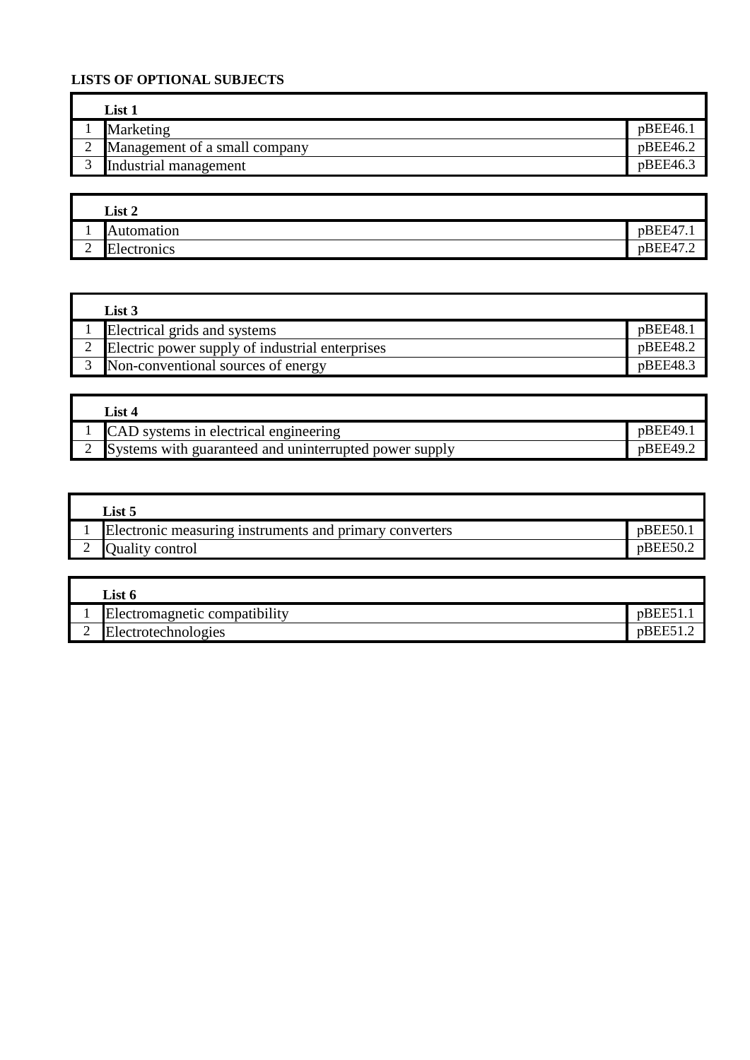**LISTS OF OPTIONAL SUBJECTS**

| | **List 1** | |
|---|---|---|
| 1 | Marketing | pBEE46.1 |
| 2 | Management of a small company | pBEE46.2 |
| 3 | Industrial management | pBEE46.3 |

| | **List 2** | |
|---|---|---|
| 1 | Automation | pBEE47.1 |
| 2 | Electronics | pBEE47.2 |

| | **List 3** | |
|---|---|---|
| 1 | Electrical grids and systems | pBEE48.1 |
| 2 | Electric power supply of industrial enterprises | pBEE48.2 |
| 3 | Non-conventional sources of energy | pBEE48.3 |

| | **List 4** | |
|---|---|---|
| 1 | CAD systems in electrical engineering | pBEE49.1 |
| 2 | Systems with guaranteed and uninterrupted power supply | pBEE49.2 |

| | **List 5** | |
|---|---|---|
| 1 | Electronic measuring instruments and primary converters | pBEE50.1 |
| 2 | Quality control | pBEE50.2 |

| | **List 6** | |
|---|---|---|
| 1 | Electromagnetic compatibility | pBEE51.1 |
| 2 | Electrotechnologies | pBEE51.2 |